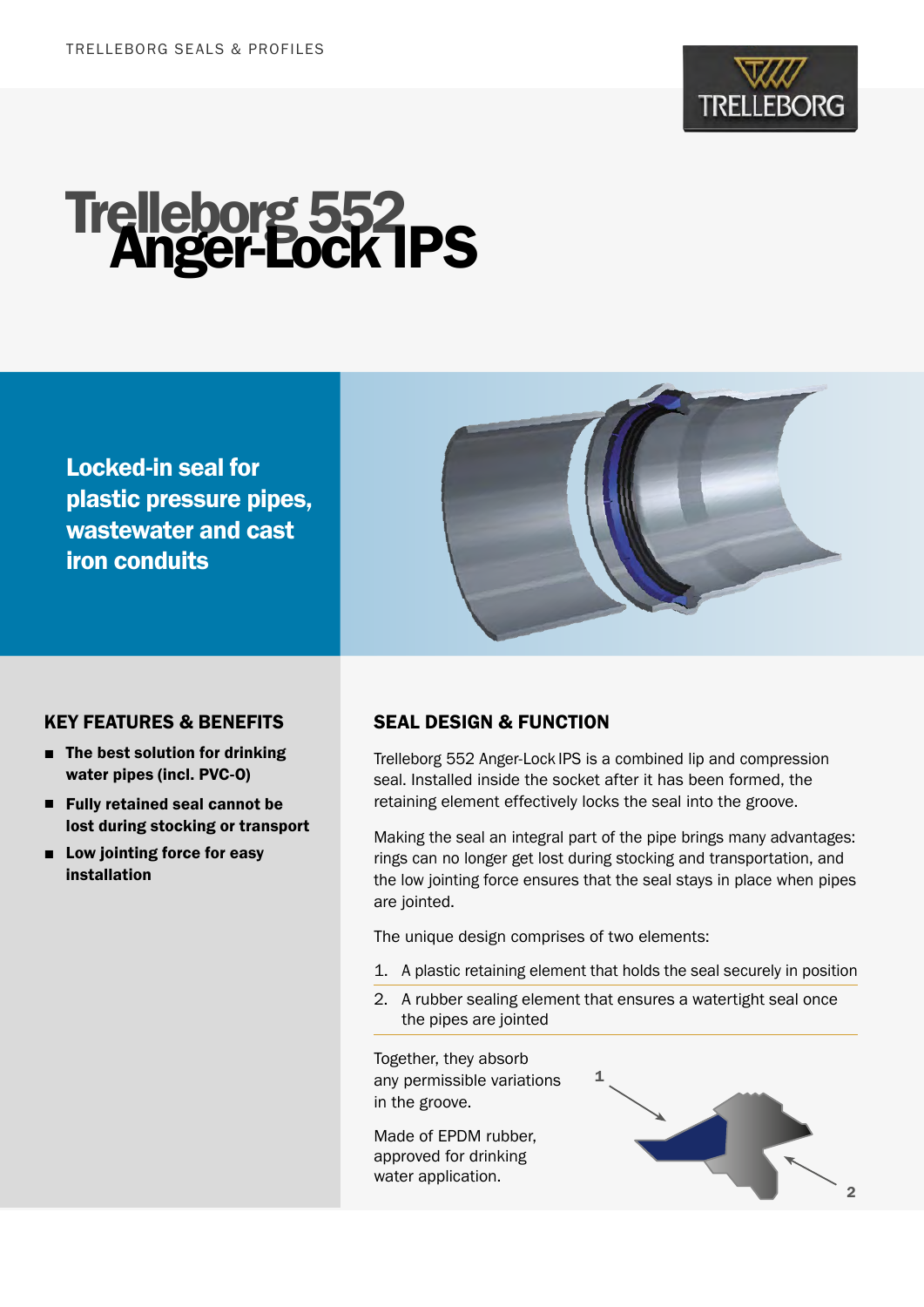TRELLEBORG SEALS & PROFILES

# Trelleborg 552 Anger-Lock IPS

**Locked-in seal for plastic pressure pipes, wastewater and cast iron conduits**

## KEY FEATURES & BENEFITS

- **The best solution for drinking water pipes (incl. PVC-O)**
- **Fully retained seal cannot be lost during stocking or transport**
- **Low jointing force for easy installation**

## SEAL DESIGN & FUNCTION

Trelleborg 552 Anger-Lock IPS is a combined lip and compression seal. Installed inside the socket after it has been formed, the retaining element effectively locks the seal into the groove.

Making the seal an integral part of the pipe brings many advantages: rings can no longer get lost during stocking and transportation, and the low jointing force ensures that the seal stays in place when pipes are jointed.

The unique design comprises of two elements:

1. A plastic retaining element that holds the seal securely in position
2. A rubber sealing element that ensures a watertight seal once the pipes are jointed

Together, they absorb any permissible variations in the groove.

Made of EPDM rubber, approved for drinking water application.

1

2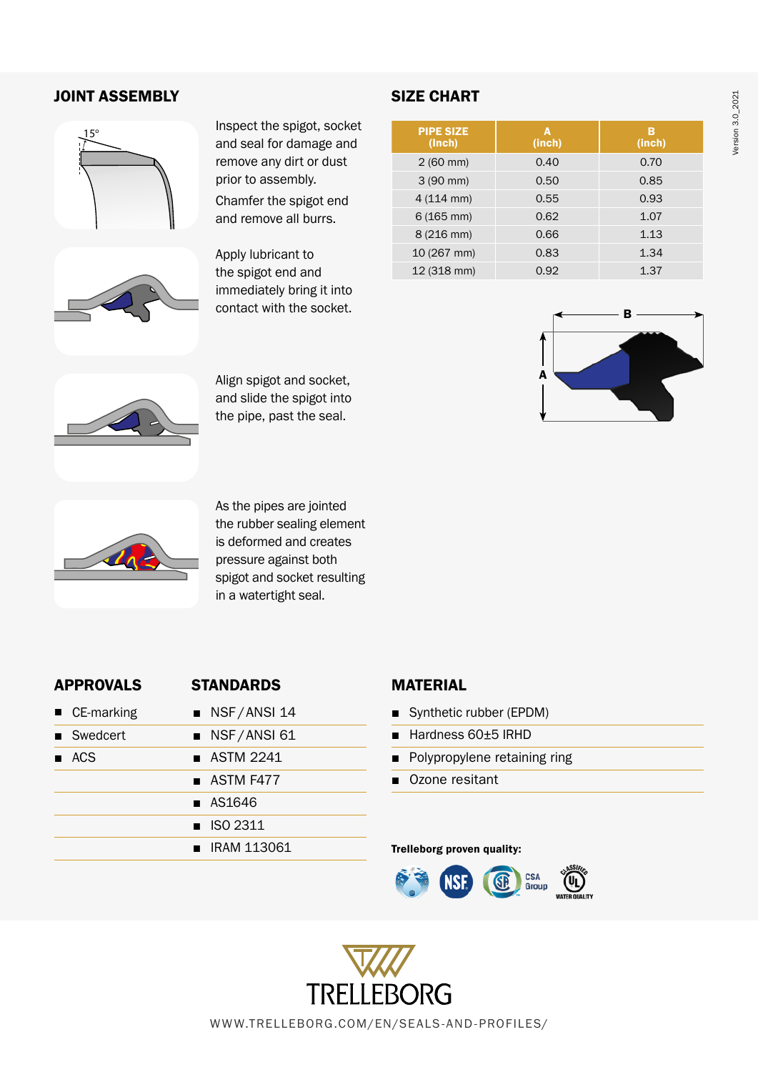## JOINT ASSEMBLY

15°

Inspect the spigot, socket and seal for damage and remove any dirt or dust prior to assembly.

Chamfer the spigot end and remove all burrs.

Apply lubricant to the spigot end and immediately bring it into contact with the socket.

Align spigot and socket, and slide the spigot into the pipe, past the seal.

As the pipes are jointed the rubber sealing element is deformed and creates pressure against both spigot and socket resulting in a watertight seal.

## SIZE CHART

| PIPE SIZE (Inch) | A (inch) | B (inch) |
|---|---|---|
| 2 (60 mm) | 0.40 | 0.70 |
| 3 (90 mm) | 0.50 | 0.85 |
| 4 (114 mm) | 0.55 | 0.93 |
| 6 (165 mm) | 0.62 | 1.07 |
| 8 (216 mm) | 0.66 | 1.13 |
| 10 (267 mm) | 0.83 | 1.34 |
| 12 (318 mm) | 0.92 | 1.37 |

B

A

## APPROVALS

- CE-marking
- Swedcert
- ACS

## STANDARDS

- NSF / ANSI 14
- NSF / ANSI 61
- ASTM 2241
- ASTM F477
- AS1646
- ISO 2311
- IRAM 113061

## MATERIAL

- Synthetic rubber (EPDM)
- Hardness 60±5 IRHD
- Polypropylene retaining ring
- Ozone resitant

**Trelleborg proven quality:**

NSF CSA Group UL CLASSIFIED WATER QUALITY

TRELLEBORG

WWW.TRELLEBORG.COM/EN/SEALS-AND-PROFILES/

Version 3.0_2021